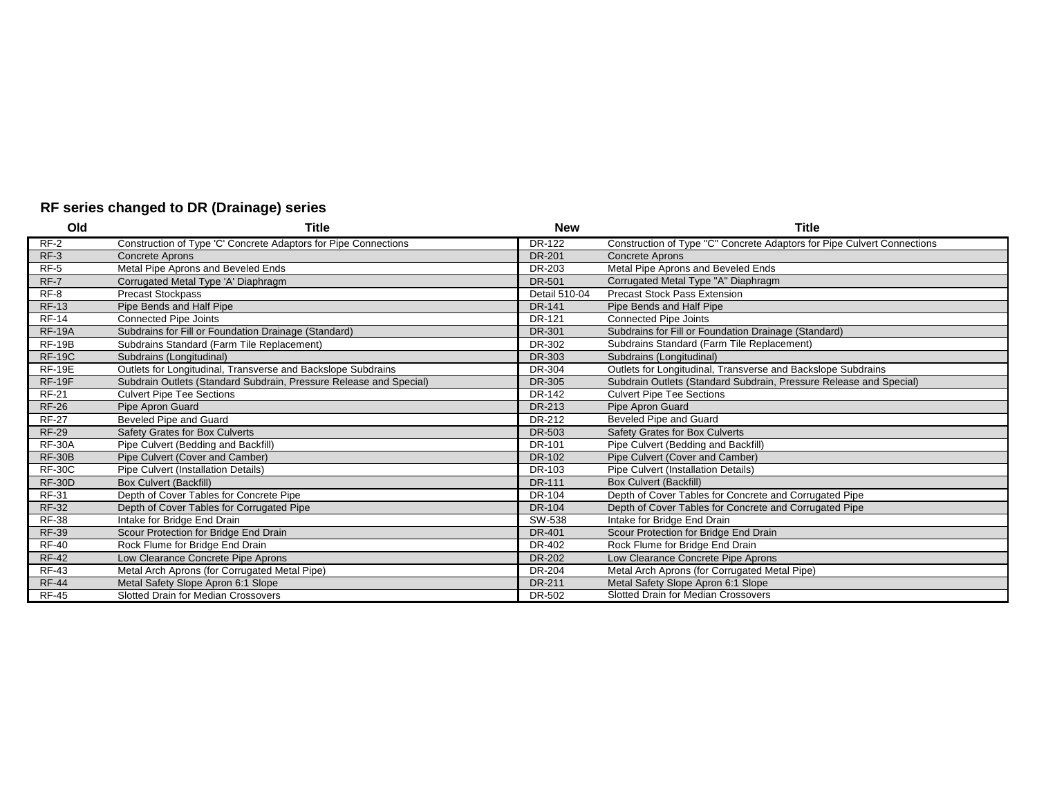## RF series changed to DR (Drainage) series

| Old | Title | New | Title |
|---|---|---|---|
| RF-2 | Construction of Type 'C' Concrete Adaptors for Pipe Connections | DR-122 | Construction of Type "C" Concrete Adaptors for Pipe Culvert Connections |
| RF-3 | Concrete Aprons | DR-201 | Concrete Aprons |
| RF-5 | Metal Pipe Aprons and Beveled Ends | DR-203 | Metal Pipe Aprons and Beveled Ends |
| RF-7 | Corrugated Metal Type 'A' Diaphragm | DR-501 | Corrugated Metal Type "A" Diaphragm |
| RF-8 | Precast Stockpass | Detail 510-04 | Precast Stock Pass Extension |
| RF-13 | Pipe Bends and Half Pipe | DR-141 | Pipe Bends and Half Pipe |
| RF-14 | Connected Pipe Joints | DR-121 | Connected Pipe Joints |
| RF-19A | Subdrains for Fill or Foundation Drainage (Standard) | DR-301 | Subdrains for Fill or Foundation Drainage (Standard) |
| RF-19B | Subdrains Standard (Farm Tile Replacement) | DR-302 | Subdrains Standard (Farm Tile Replacement) |
| RF-19C | Subdrains (Longitudinal) | DR-303 | Subdrains (Longitudinal) |
| RF-19E | Outlets for Longitudinal, Transverse and Backslope Subdrains | DR-304 | Outlets for Longitudinal, Transverse and Backslope Subdrains |
| RF-19F | Subdrain Outlets (Standard Subdrain, Pressure Release and Special) | DR-305 | Subdrain Outlets (Standard Subdrain, Pressure Release and Special) |
| RF-21 | Culvert Pipe Tee Sections | DR-142 | Culvert Pipe Tee Sections |
| RF-26 | Pipe Apron Guard | DR-213 | Pipe Apron Guard |
| RF-27 | Beveled Pipe and Guard | DR-212 | Beveled Pipe and Guard |
| RF-29 | Safety Grates for Box Culverts | DR-503 | Safety Grates for Box Culverts |
| RF-30A | Pipe Culvert (Bedding and Backfill) | DR-101 | Pipe Culvert (Bedding and Backfill) |
| RF-30B | Pipe Culvert (Cover and Camber) | DR-102 | Pipe Culvert (Cover and Camber) |
| RF-30C | Pipe Culvert (Installation Details) | DR-103 | Pipe Culvert (Installation Details) |
| RF-30D | Box Culvert (Backfill) | DR-111 | Box Culvert (Backfill) |
| RF-31 | Depth of Cover Tables for Concrete Pipe | DR-104 | Depth of Cover Tables for Concrete and Corrugated Pipe |
| RF-32 | Depth of Cover Tables for Corrugated Pipe | DR-104 | Depth of Cover Tables for Concrete and Corrugated Pipe |
| RF-38 | Intake for Bridge End Drain | SW-538 | Intake for Bridge End Drain |
| RF-39 | Scour Protection for Bridge End Drain | DR-401 | Scour Protection for Bridge End Drain |
| RF-40 | Rock Flume for Bridge End Drain | DR-402 | Rock Flume for Bridge End Drain |
| RF-42 | Low Clearance Concrete Pipe Aprons | DR-202 | Low Clearance Concrete Pipe Aprons |
| RF-43 | Metal Arch Aprons (for Corrugated Metal Pipe) | DR-204 | Metal Arch Aprons (for Corrugated Metal Pipe) |
| RF-44 | Metal Safety Slope Apron 6:1 Slope | DR-211 | Metal Safety Slope Apron 6:1 Slope |
| RF-45 | Slotted Drain for Median Crossovers | DR-502 | Slotted Drain for Median Crossovers |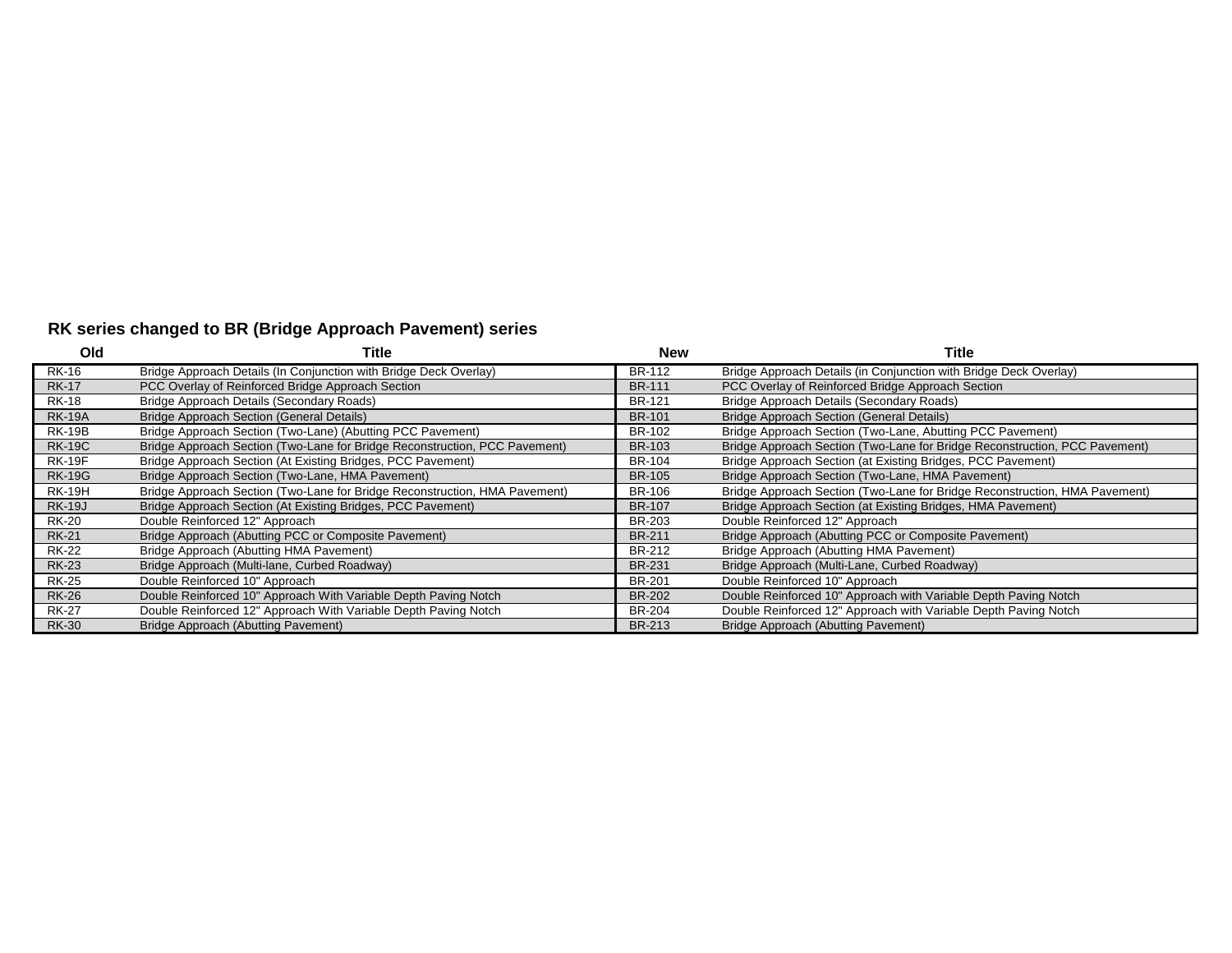## RK series changed to BR (Bridge Approach Pavement) series

| Old | Title | New | Title |
|---|---|---|---|
| RK-16 | Bridge Approach Details (In Conjunction with Bridge Deck Overlay) | BR-112 | Bridge Approach Details (in Conjunction with Bridge Deck Overlay) |
| RK-17 | PCC Overlay of Reinforced Bridge Approach Section | BR-111 | PCC Overlay of Reinforced Bridge Approach Section |
| RK-18 | Bridge Approach Details (Secondary Roads) | BR-121 | Bridge Approach Details (Secondary Roads) |
| RK-19A | Bridge Approach Section (General Details) | BR-101 | Bridge Approach Section (General Details) |
| RK-19B | Bridge Approach Section (Two-Lane) (Abutting PCC Pavement) | BR-102 | Bridge Approach Section (Two-Lane, Abutting PCC Pavement) |
| RK-19C | Bridge Approach Section (Two-Lane for Bridge Reconstruction, PCC Pavement) | BR-103 | Bridge Approach Section (Two-Lane for Bridge Reconstruction, PCC Pavement) |
| RK-19F | Bridge Approach Section (At Existing Bridges, PCC Pavement) | BR-104 | Bridge Approach Section (at Existing Bridges, PCC Pavement) |
| RK-19G | Bridge Approach Section (Two-Lane, HMA Pavement) | BR-105 | Bridge Approach Section (Two-Lane, HMA Pavement) |
| RK-19H | Bridge Approach Section (Two-Lane for Bridge Reconstruction, HMA Pavement) | BR-106 | Bridge Approach Section (Two-Lane for Bridge Reconstruction, HMA Pavement) |
| RK-19J | Bridge Approach Section (At Existing Bridges, PCC Pavement) | BR-107 | Bridge Approach Section (at Existing Bridges, HMA Pavement) |
| RK-20 | Double Reinforced 12" Approach | BR-203 | Double Reinforced 12" Approach |
| RK-21 | Bridge Approach (Abutting PCC or Composite Pavement) | BR-211 | Bridge Approach (Abutting PCC or Composite Pavement) |
| RK-22 | Bridge Approach (Abutting HMA Pavement) | BR-212 | Bridge Approach (Abutting HMA Pavement) |
| RK-23 | Bridge Approach (Multi-lane, Curbed Roadway) | BR-231 | Bridge Approach (Multi-Lane, Curbed Roadway) |
| RK-25 | Double Reinforced 10" Approach | BR-201 | Double Reinforced 10" Approach |
| RK-26 | Double Reinforced 10" Approach With Variable Depth Paving Notch | BR-202 | Double Reinforced 10" Approach with Variable Depth Paving Notch |
| RK-27 | Double Reinforced 12" Approach With Variable Depth Paving Notch | BR-204 | Double Reinforced 12" Approach with Variable Depth Paving Notch |
| RK-30 | Bridge Approach (Abutting Pavement) | BR-213 | Bridge Approach (Abutting Pavement) |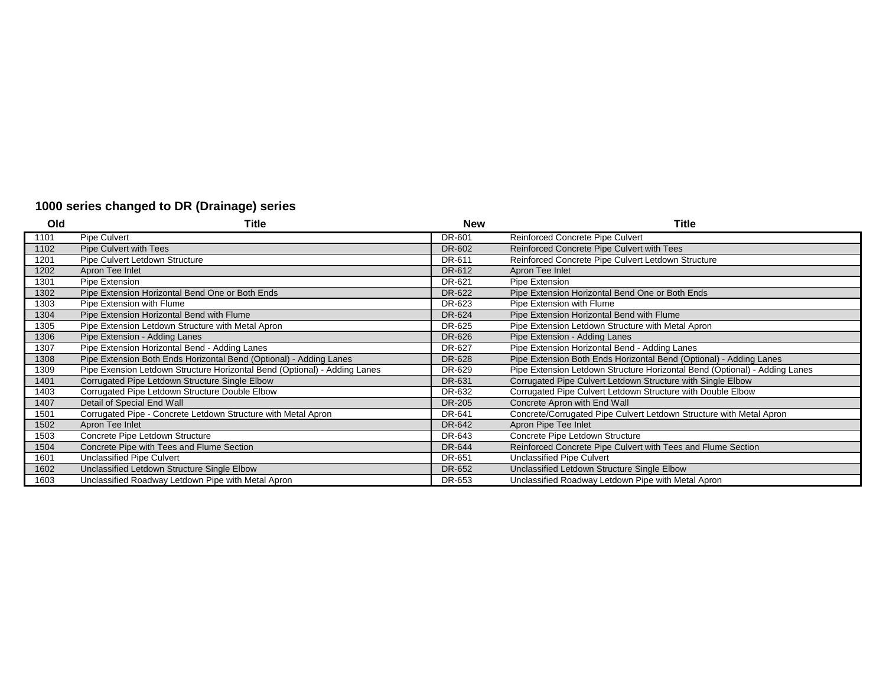### 1000 series changed to DR (Drainage) series

| Old | Title | New | Title |
|---|---|---|---|
| 1101 | Pipe Culvert | DR-601 | Reinforced Concrete Pipe Culvert |
| 1102 | Pipe Culvert with Tees | DR-602 | Reinforced Concrete Pipe Culvert with Tees |
| 1201 | Pipe Culvert Letdown Structure | DR-611 | Reinforced Concrete Pipe Culvert Letdown Structure |
| 1202 | Apron Tee Inlet | DR-612 | Apron Tee Inlet |
| 1301 | Pipe Extension | DR-621 | Pipe Extension |
| 1302 | Pipe Extension Horizontal Bend One or Both Ends | DR-622 | Pipe Extension Horizontal Bend One or Both Ends |
| 1303 | Pipe Extension with Flume | DR-623 | Pipe Extension with Flume |
| 1304 | Pipe Extension Horizontal Bend with Flume | DR-624 | Pipe Extension Horizontal Bend with Flume |
| 1305 | Pipe Extension Letdown Structure with Metal Apron | DR-625 | Pipe Extension Letdown Structure with Metal Apron |
| 1306 | Pipe Extension - Adding Lanes | DR-626 | Pipe Extension - Adding Lanes |
| 1307 | Pipe Extension Horizontal Bend - Adding Lanes | DR-627 | Pipe Extension Horizontal Bend - Adding Lanes |
| 1308 | Pipe Extension Both Ends Horizontal Bend (Optional) - Adding Lanes | DR-628 | Pipe Extension Both Ends Horizontal Bend (Optional) - Adding Lanes |
| 1309 | Pipe Exension Letdown Structure Horizontal Bend (Optional) - Adding Lanes | DR-629 | Pipe Extension Letdown Structure Horizontal Bend (Optional) - Adding Lanes |
| 1401 | Corrugated Pipe Letdown Structure Single Elbow | DR-631 | Corrugated Pipe Culvert Letdown Structure with Single Elbow |
| 1403 | Corrugated Pipe Letdown Structure Double Elbow | DR-632 | Corrugated Pipe Culvert Letdown Structure with Double Elbow |
| 1407 | Detail of Special End Wall | DR-205 | Concrete Apron with End Wall |
| 1501 | Corrugated Pipe - Concrete Letdown Structure with Metal Apron | DR-641 | Concrete/Corrugated Pipe Culvert Letdown Structure with Metal Apron |
| 1502 | Apron Tee Inlet | DR-642 | Apron Pipe Tee Inlet |
| 1503 | Concrete Pipe Letdown Structure | DR-643 | Concrete Pipe Letdown Structure |
| 1504 | Concrete Pipe with Tees and Flume Section | DR-644 | Reinforced Concrete Pipe Culvert with Tees and Flume Section |
| 1601 | Unclassified Pipe Culvert | DR-651 | Unclassified Pipe Culvert |
| 1602 | Unclassified Letdown Structure Single Elbow | DR-652 | Unclassified Letdown Structure Single Elbow |
| 1603 | Unclassified Roadway Letdown Pipe with Metal Apron | DR-653 | Unclassified Roadway Letdown Pipe with Metal Apron |